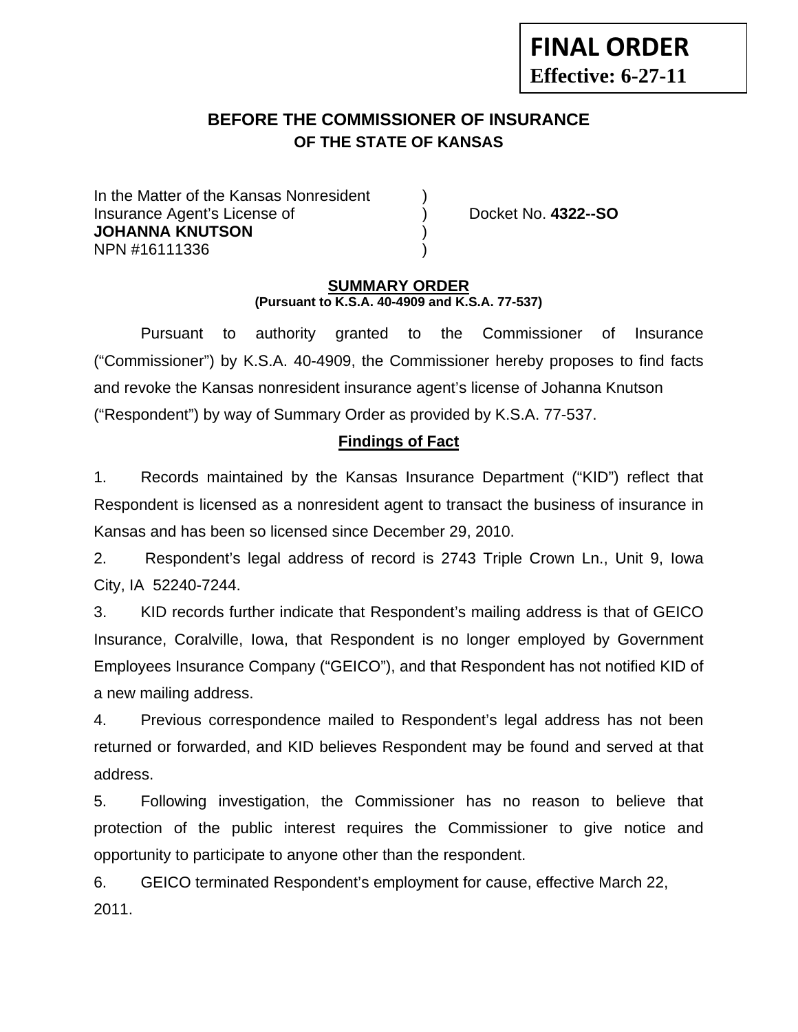**FINAL ORDER**
**Effective: 6-27-11**

# BEFORE THE COMMISSIONER OF INSURANCE
## OF THE STATE OF KANSAS

In the Matter of the Kansas Nonresident )
Insurance Agent's License of ) Docket No. **4322--SO**
**JOHANNA KNUTSON** )
NPN #16111336 )

**SUMMARY ORDER**
**(Pursuant to K.S.A. 40-4909 and K.S.A. 77-537)**

Pursuant to authority granted to the Commissioner of Insurance ("Commissioner") by K.S.A. 40-4909, the Commissioner hereby proposes to find facts and revoke the Kansas nonresident insurance agent's license of Johanna Knutson ("Respondent") by way of Summary Order as provided by K.S.A. 77-537.

**Findings of Fact**

1. Records maintained by the Kansas Insurance Department ("KID") reflect that Respondent is licensed as a nonresident agent to transact the business of insurance in Kansas and has been so licensed since December 29, 2010.

2. Respondent's legal address of record is 2743 Triple Crown Ln., Unit 9, Iowa City, IA 52240-7244.

3. KID records further indicate that Respondent's mailing address is that of GEICO Insurance, Coralville, Iowa, that Respondent is no longer employed by Government Employees Insurance Company ("GEICO"), and that Respondent has not notified KID of a new mailing address.

4. Previous correspondence mailed to Respondent's legal address has not been returned or forwarded, and KID believes Respondent may be found and served at that address.

5. Following investigation, the Commissioner has no reason to believe that protection of the public interest requires the Commissioner to give notice and opportunity to participate to anyone other than the respondent.

6. GEICO terminated Respondent's employment for cause, effective March 22, 2011.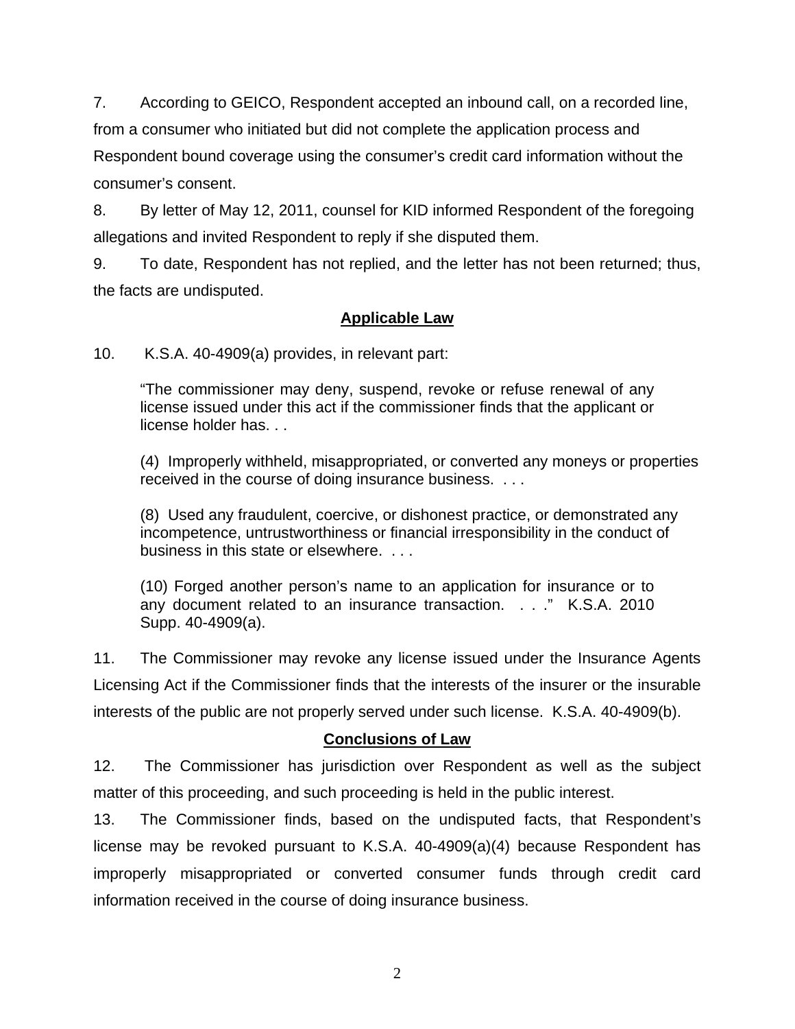7. According to GEICO, Respondent accepted an inbound call, on a recorded line, from a consumer who initiated but did not complete the application process and Respondent bound coverage using the consumer's credit card information without the consumer's consent.

8. By letter of May 12, 2011, counsel for KID informed Respondent of the foregoing allegations and invited Respondent to reply if she disputed them.

9. To date, Respondent has not replied, and the letter has not been returned; thus, the facts are undisputed.

## Applicable Law

10. K.S.A. 40-4909(a) provides, in relevant part:

> "The commissioner may deny, suspend, revoke or refuse renewal of any license issued under this act if the commissioner finds that the applicant or license holder has. . .
>
> (4) Improperly withheld, misappropriated, or converted any moneys or properties received in the course of doing insurance business. . . .
>
> (8) Used any fraudulent, coercive, or dishonest practice, or demonstrated any incompetence, untrustworthiness or financial irresponsibility in the conduct of business in this state or elsewhere. . . .
>
> (10) Forged another person's name to an application for insurance or to any document related to an insurance transaction. . . ." K.S.A. 2010 Supp. 40-4909(a).

11. The Commissioner may revoke any license issued under the Insurance Agents Licensing Act if the Commissioner finds that the interests of the insurer or the insurable interests of the public are not properly served under such license. K.S.A. 40-4909(b).

## Conclusions of Law

12. The Commissioner has jurisdiction over Respondent as well as the subject matter of this proceeding, and such proceeding is held in the public interest.

13. The Commissioner finds, based on the undisputed facts, that Respondent's license may be revoked pursuant to K.S.A. 40-4909(a)(4) because Respondent has improperly misappropriated or converted consumer funds through credit card information received in the course of doing insurance business.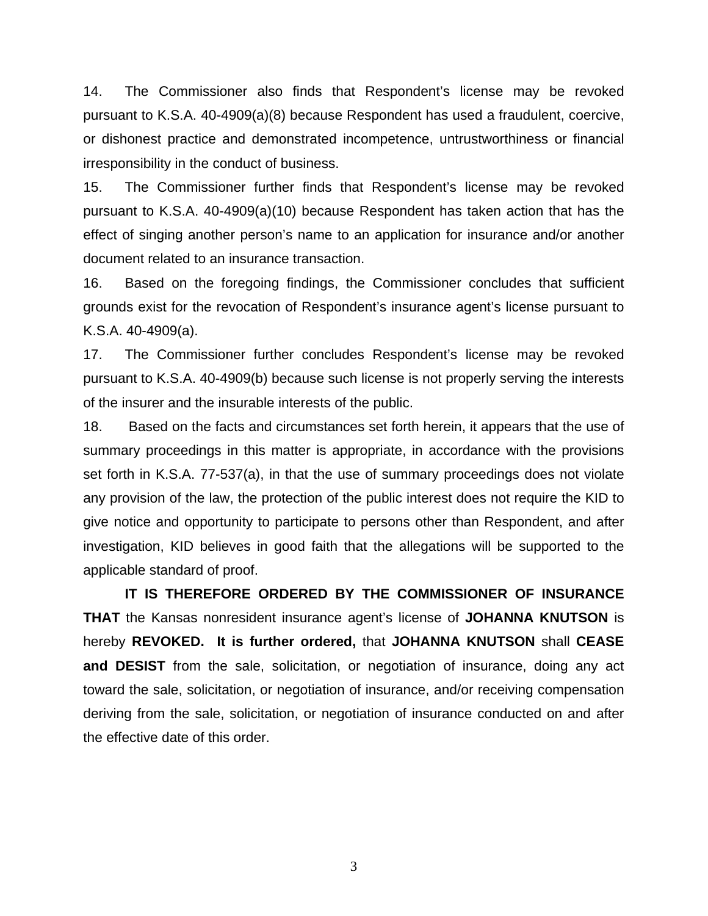14. The Commissioner also finds that Respondent's license may be revoked pursuant to K.S.A. 40-4909(a)(8) because Respondent has used a fraudulent, coercive, or dishonest practice and demonstrated incompetence, untrustworthiness or financial irresponsibility in the conduct of business.

15. The Commissioner further finds that Respondent's license may be revoked pursuant to K.S.A. 40-4909(a)(10) because Respondent has taken action that has the effect of singing another person's name to an application for insurance and/or another document related to an insurance transaction.

16. Based on the foregoing findings, the Commissioner concludes that sufficient grounds exist for the revocation of Respondent's insurance agent's license pursuant to K.S.A. 40-4909(a).

17. The Commissioner further concludes Respondent's license may be revoked pursuant to K.S.A. 40-4909(b) because such license is not properly serving the interests of the insurer and the insurable interests of the public.

18. Based on the facts and circumstances set forth herein, it appears that the use of summary proceedings in this matter is appropriate, in accordance with the provisions set forth in K.S.A. 77-537(a), in that the use of summary proceedings does not violate any provision of the law, the protection of the public interest does not require the KID to give notice and opportunity to participate to persons other than Respondent, and after investigation, KID believes in good faith that the allegations will be supported to the applicable standard of proof.

**IT IS THEREFORE ORDERED BY THE COMMISSIONER OF INSURANCE THAT** the Kansas nonresident insurance agent's license of **JOHANNA KNUTSON** is hereby **REVOKED. It is further ordered,** that **JOHANNA KNUTSON** shall **CEASE and DESIST** from the sale, solicitation, or negotiation of insurance, doing any act toward the sale, solicitation, or negotiation of insurance, and/or receiving compensation deriving from the sale, solicitation, or negotiation of insurance conducted on and after the effective date of this order.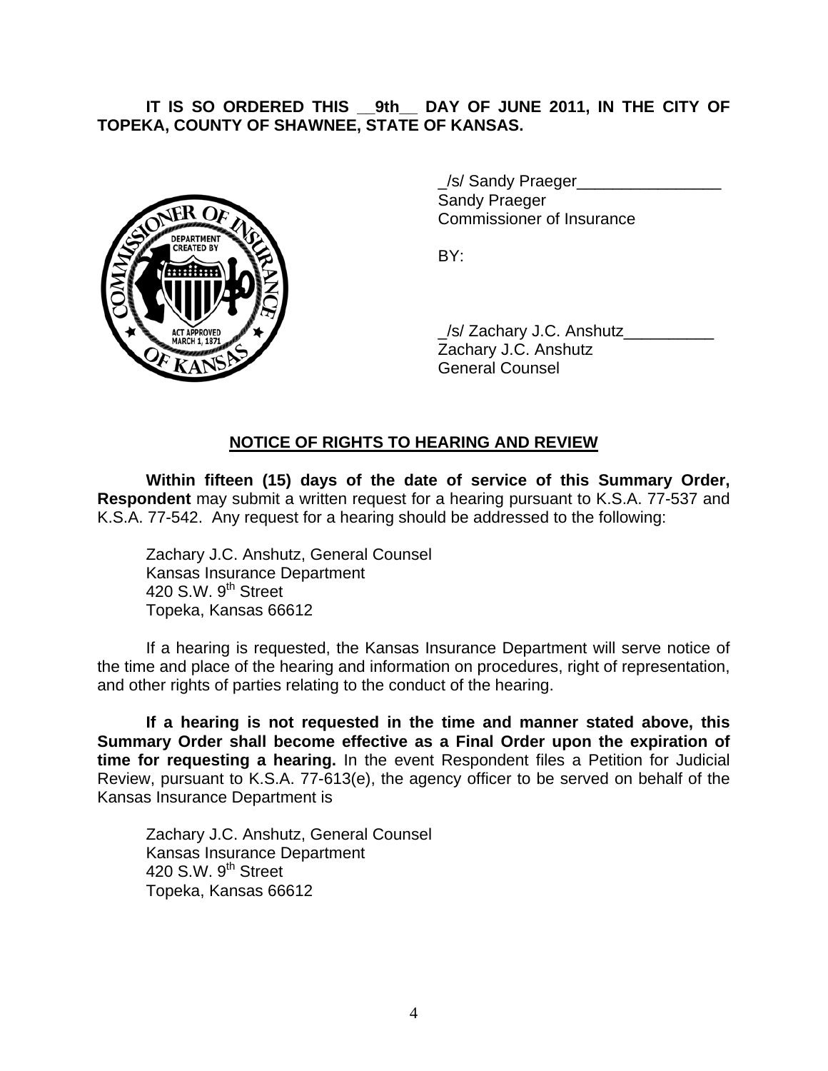**IT IS SO ORDERED THIS __9th__ DAY OF JUNE 2011, IN THE CITY OF TOPEKA, COUNTY OF SHAWNEE, STATE OF KANSAS.**

_/s/ Sandy Praeger________________
Sandy Praeger
Commissioner of Insurance

BY:

_/s/ Zachary J.C. Anshutz__________
Zachary J.C. Anshutz
General Counsel

## NOTICE OF RIGHTS TO HEARING AND REVIEW

**Within fifteen (15) days of the date of service of this Summary Order, Respondent** may submit a written request for a hearing pursuant to K.S.A. 77-537 and K.S.A. 77-542. Any request for a hearing should be addressed to the following:

Zachary J.C. Anshutz, General Counsel
Kansas Insurance Department
420 S.W. 9th Street
Topeka, Kansas 66612

If a hearing is requested, the Kansas Insurance Department will serve notice of the time and place of the hearing and information on procedures, right of representation, and other rights of parties relating to the conduct of the hearing.

**If a hearing is not requested in the time and manner stated above, this Summary Order shall become effective as a Final Order upon the expiration of time for requesting a hearing.** In the event Respondent files a Petition for Judicial Review, pursuant to K.S.A. 77-613(e), the agency officer to be served on behalf of the Kansas Insurance Department is

Zachary J.C. Anshutz, General Counsel
Kansas Insurance Department
420 S.W. 9th Street
Topeka, Kansas 66612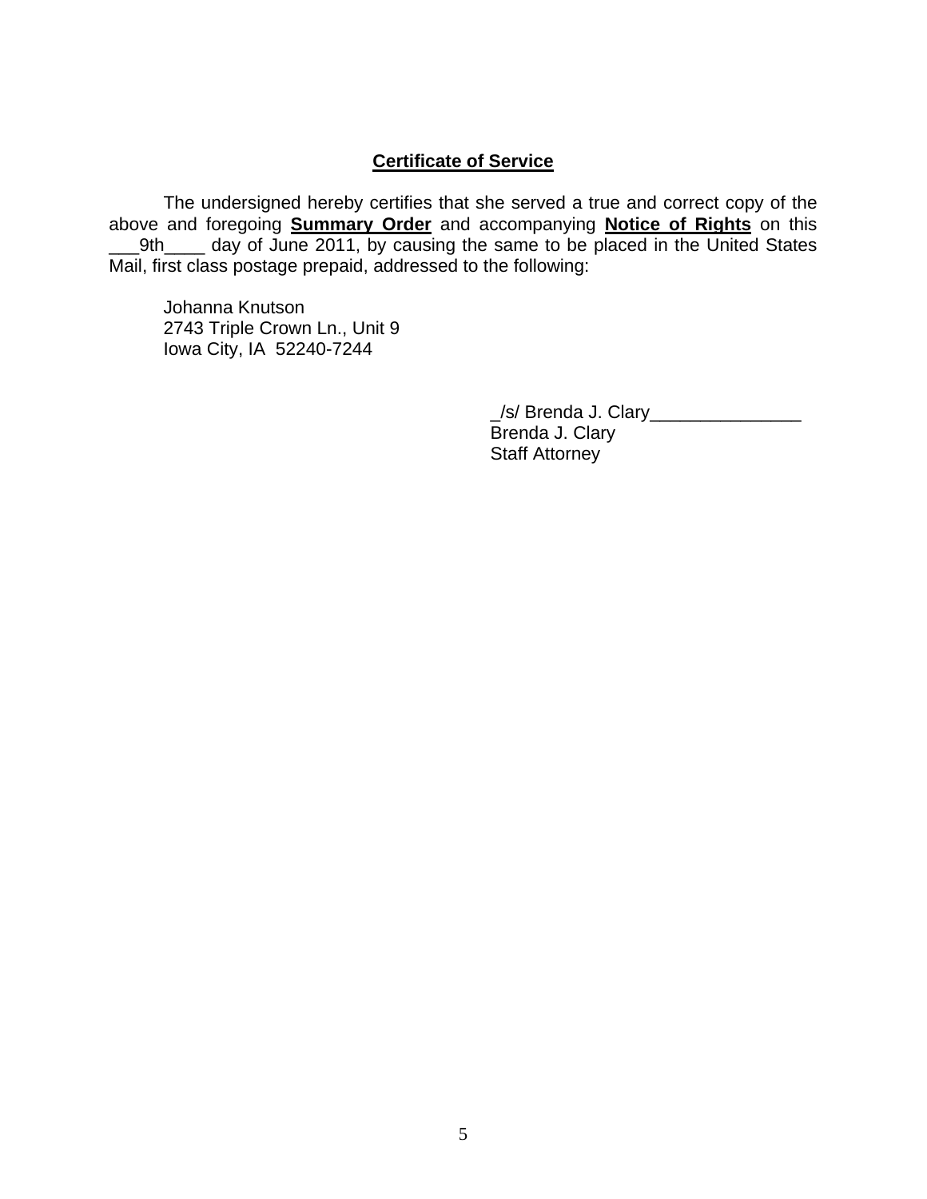## **Certificate of Service**

The undersigned hereby certifies that she served a true and correct copy of the above and foregoing **Summary Order** and accompanying **Notice of Rights** on this ___9th____ day of June 2011, by causing the same to be placed in the United States Mail, first class postage prepaid, addressed to the following:

Johanna Knutson
2743 Triple Crown Ln., Unit 9
Iowa City, IA 52240-7244

_/s/ Brenda J. Clary_______________
Brenda J. Clary
Staff Attorney